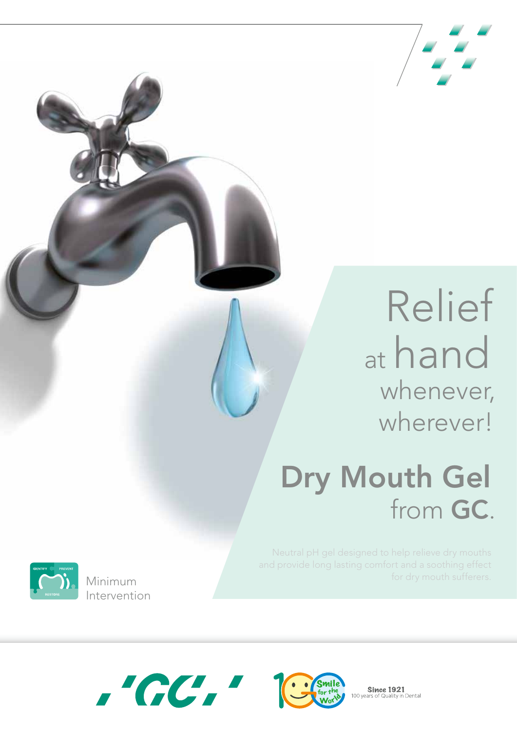# Relief at hand whenever, wherever!

## Dry Mouth Gel from GC.

Neutral pH gel designed to help relieve dry mouths and provide long lasting comfort and a soothing effect for dry mouth sufferers.

IDENTIFY PREVENT RESTORE

Minimum Intervention

GC

100 Smile for the World

Since 1921
100 years of Quality in Dental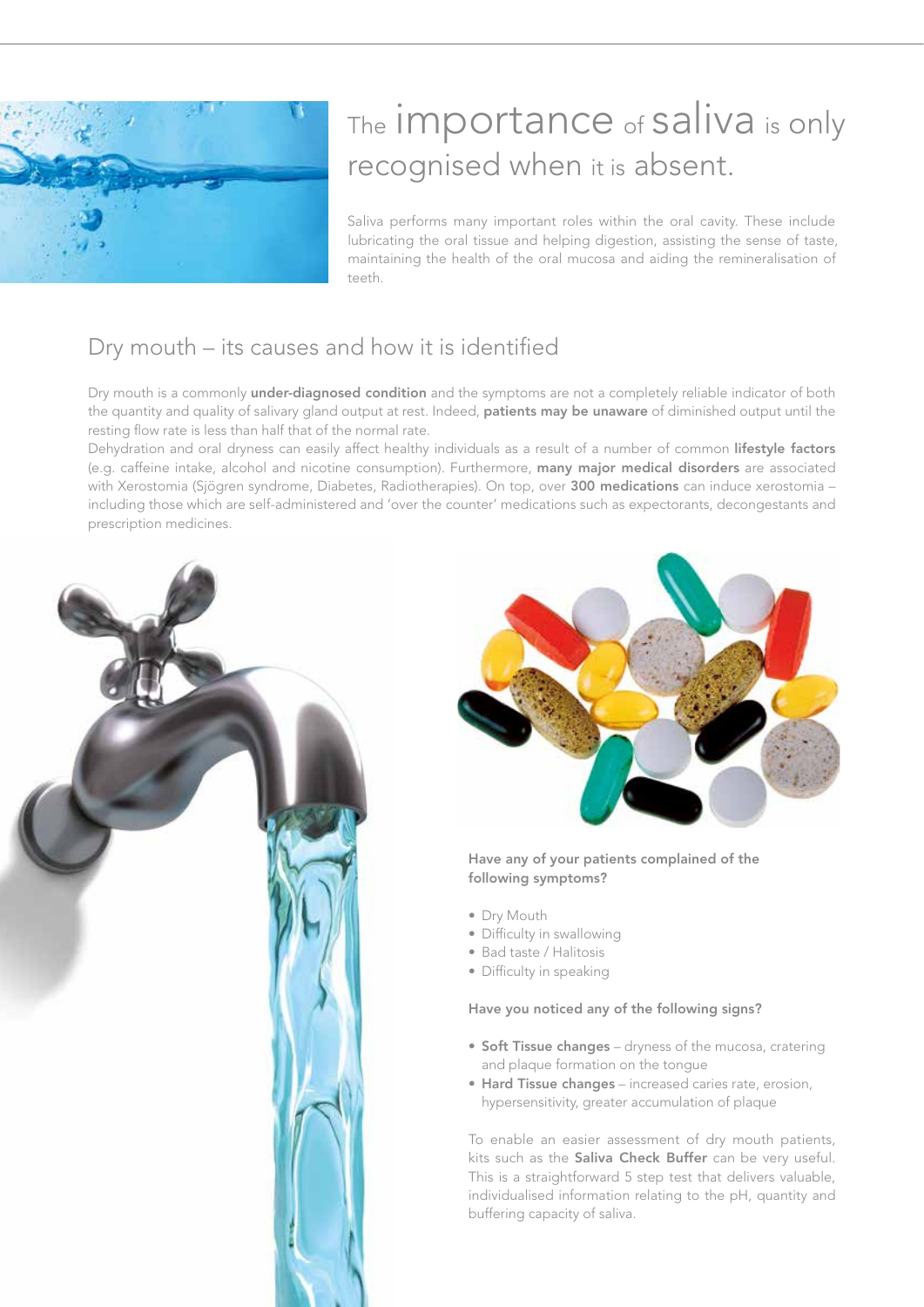# The importance of saliva is only recognised when it is absent.

Saliva performs many important roles within the oral cavity. These include lubricating the oral tissue and helping digestion, assisting the sense of taste, maintaining the health of the oral mucosa and aiding the remineralisation of teeth.

## Dry mouth – its causes and how it is identified

Dry mouth is a commonly **under-diagnosed condition** and the symptoms are not a completely reliable indicator of both the quantity and quality of salivary gland output at rest. Indeed, **patients may be unaware** of diminished output until the resting flow rate is less than half that of the normal rate.

Dehydration and oral dryness can easily affect healthy individuals as a result of a number of common **lifestyle factors** (e.g. caffeine intake, alcohol and nicotine consumption). Furthermore, **many major medical disorders** are associated with Xerostomia (Sjögren syndrome, Diabetes, Radiotherapies). On top, over **300 medications** can induce xerostomia – including those which are self-administered and 'over the counter' medications such as expectorants, decongestants and prescription medicines.

**Have any of your patients complained of the following symptoms?**

- Dry Mouth
- Difficulty in swallowing
- Bad taste / Halitosis
- Difficulty in speaking

**Have you noticed any of the following signs?**

- **Soft Tissue changes** – dryness of the mucosa, cratering and plaque formation on the tongue
- **Hard Tissue changes** – increased caries rate, erosion, hypersensitivity, greater accumulation of plaque

To enable an easier assessment of dry mouth patients, kits such as the **Saliva Check Buffer** can be very useful. This is a straightforward 5 step test that delivers valuable, individualised information relating to the pH, quantity and buffering capacity of saliva.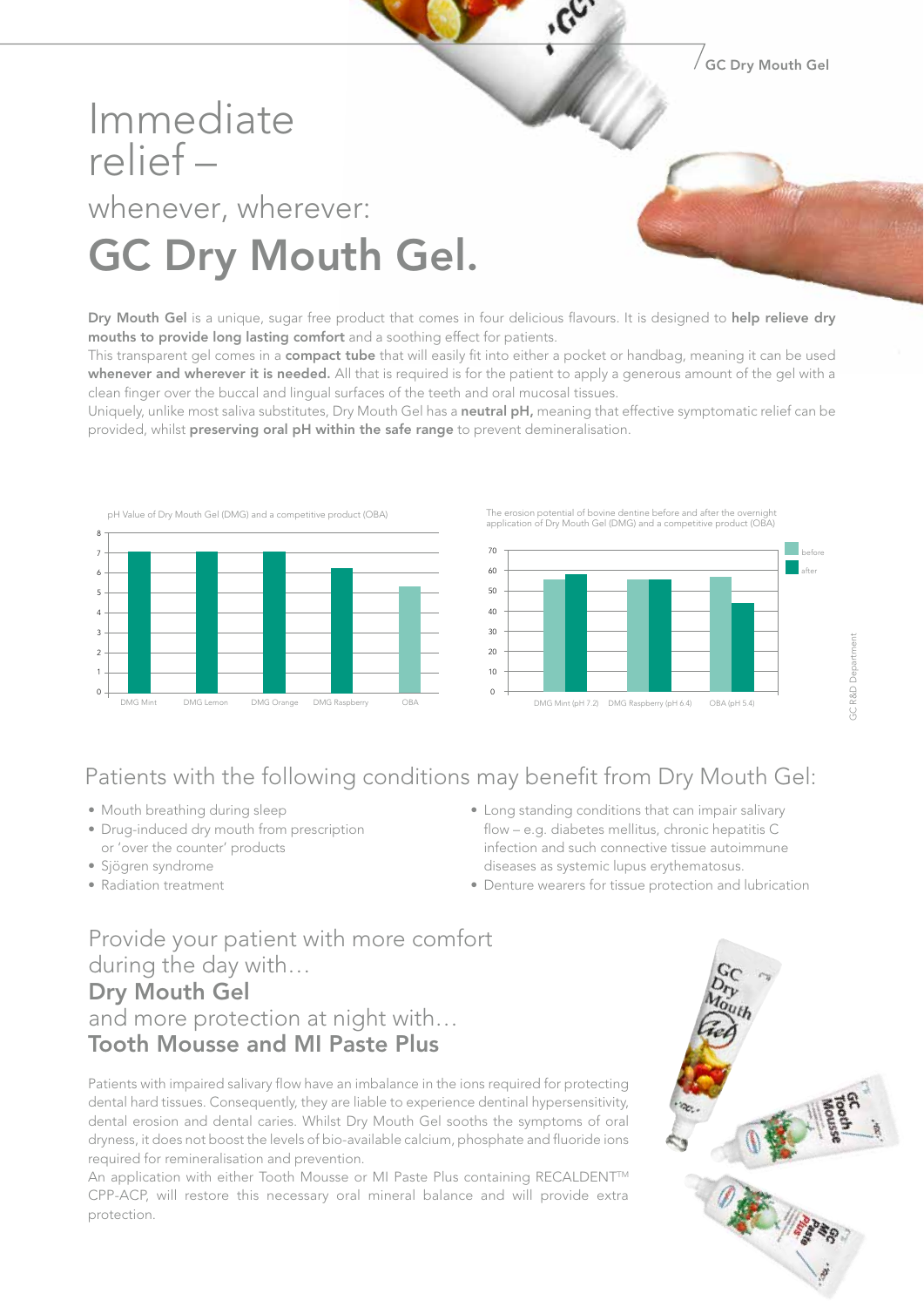# Immediate relief – whenever, wherever:

# GC Dry Mouth Gel.

**Dry Mouth Gel** is a unique, sugar free product that comes in four delicious flavours. It is designed to **help relieve dry mouths to provide long lasting comfort** and a soothing effect for patients.
This transparent gel comes in a **compact tube** that will easily fit into either a pocket or handbag, meaning it can be used **whenever and wherever it is needed.** All that is required is for the patient to apply a generous amount of the gel with a clean finger over the buccal and lingual surfaces of the teeth and oral mucosal tissues.
Uniquely, unlike most saliva substitutes, Dry Mouth Gel has a **neutral pH,** meaning that effective symptomatic relief can be provided, whilst **preserving oral pH within the safe range** to prevent demineralisation.

pH Value of Dry Mouth Gel (DMG) and a competitive product (OBA)

| | DMG Mint | DMG Lemon | DMG Orange | DMG Raspberry | OBA |
|---|---|---|---|---|---|
| pH | 7 | 7 | 7 | 6.2 | 5.3 |

The erosion potential of bovine dentine before and after the overnight application of Dry Mouth Gel (DMG) and a competitive product (OBA)

| | DMG Mint (pH 7.2) | DMG Raspberry (pH 6.4) | OBA (pH 5.4) |
|---|---|---|---|
| before | 56 | 56 | 57 |
| after | 58 | 56 | 44 |

GC R&D Department

## Patients with the following conditions may benefit from Dry Mouth Gel:

- Mouth breathing during sleep
- Drug-induced dry mouth from prescription or 'over the counter' products
- Sjögren syndrome
- Radiation treatment
- Long standing conditions that can impair salivary flow – e.g. diabetes mellitus, chronic hepatitis C infection and such connective tissue autoimmune diseases as systemic lupus erythematosus.
- Denture wearers for tissue protection and lubrication

## Provide your patient with more comfort during the day with… **Dry Mouth Gel** and more protection at night with… **Tooth Mousse and MI Paste Plus**

Patients with impaired salivary flow have an imbalance in the ions required for protecting dental hard tissues. Consequently, they are liable to experience dentinal hypersensitivity, dental erosion and dental caries. Whilst Dry Mouth Gel sooths the symptoms of oral dryness, it does not boost the levels of bio-available calcium, phosphate and fluoride ions required for remineralisation and prevention.
An application with either Tooth Mousse or MI Paste Plus containing RECALDENT™ CPP-ACP, will restore this necessary oral mineral balance and will provide extra protection.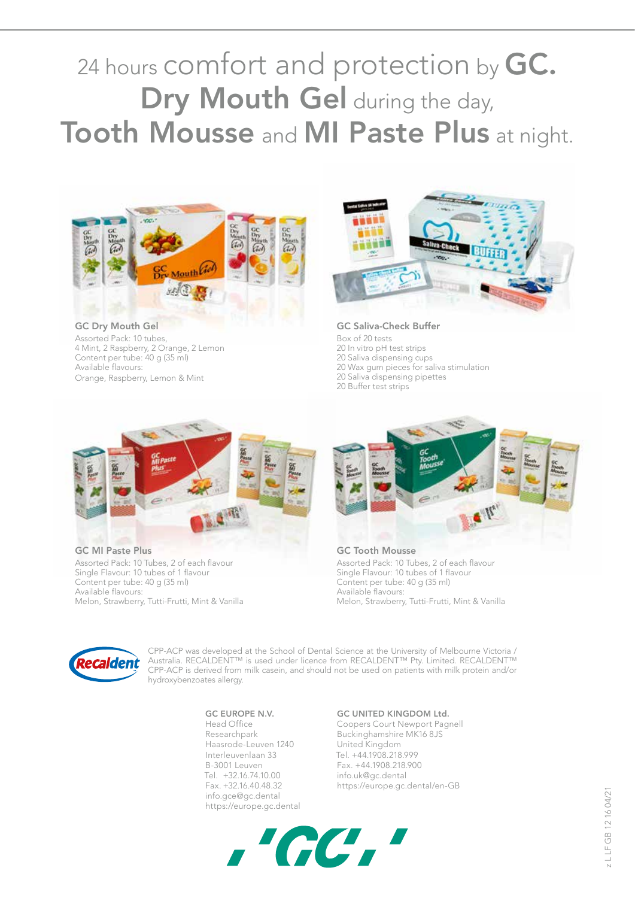# 24 hours comfort and protection by GC. Dry Mouth Gel during the day, Tooth Mousse and MI Paste Plus at night.

**GC Dry Mouth Gel**
Assorted Pack: 10 tubes,
4 Mint, 2 Raspberry, 2 Orange, 2 Lemon
Content per tube: 40 g (35 ml)
Available flavours:
Orange, Raspberry, Lemon & Mint

**GC Saliva-Check Buffer**
Box of 20 tests
20 In vitro pH test strips
20 Saliva dispensing cups
20 Wax gum pieces for saliva stimulation
20 Saliva dispensing pipettes
20 Buffer test strips

**GC MI Paste Plus**
Assorted Pack: 10 Tubes, 2 of each flavour
Single Flavour: 10 tubes of 1 flavour
Content per tube: 40 g (35 ml)
Available flavours:
Melon, Strawberry, Tutti-Frutti, Mint & Vanilla

**GC Tooth Mousse**
Assorted Pack: 10 Tubes, 2 of each flavour
Single Flavour: 10 tubes of 1 flavour
Content per tube: 40 g (35 ml)
Available flavours:
Melon, Strawberry, Tutti-Frutti, Mint & Vanilla

CPP-ACP was developed at the School of Dental Science at the University of Melbourne Victoria / Australia. RECALDENT™ is used under licence from RECALDENT™ Pty. Limited. RECALDENT™ CPP-ACP is derived from milk casein, and should not be used on patients with milk protein and/or hydroxybenzoates allergy.

**GC EUROPE N.V.**
Head Office
Researchpark
Haasrode-Leuven 1240
Interleuvenlaan 33
B-3001 Leuven
Tel. +32.16.74.10.00
Fax. +32.16.40.48.32
info.gce@gc.dental
https://europe.gc.dental

**GC UNITED KINGDOM Ltd.**
Coopers Court Newport Pagnell
Buckinghamshire MK16 8JS
United Kingdom
Tel. +44.1908.218.999
Fax. +44.1908.218.900
info.uk@gc.dental
https://europe.gc.dental/en-GB

z L LF GB 12 16 04/21